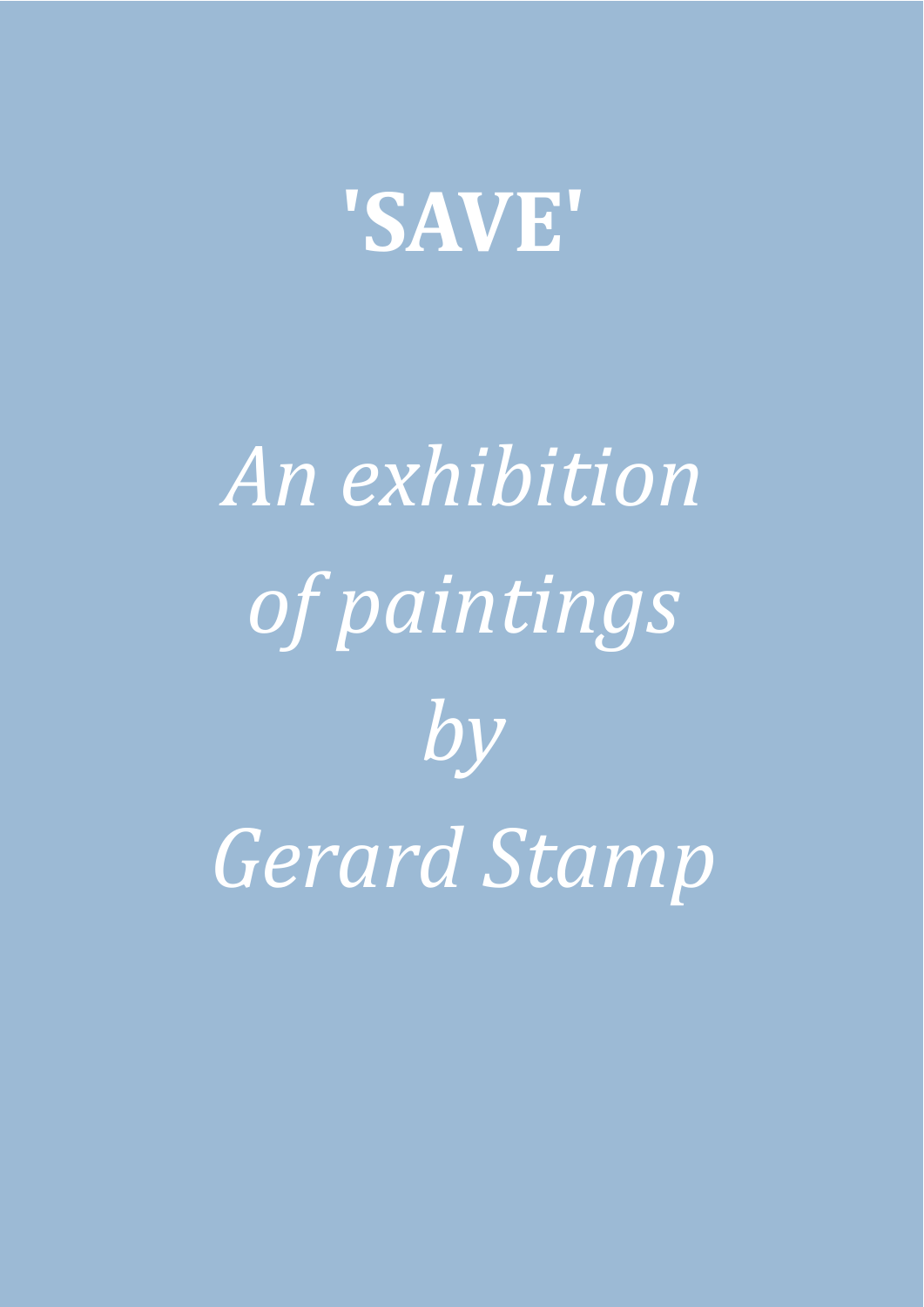# 'SAVE'

*An exhibition*

*of paintings*

*by*

*Gerard Stamp*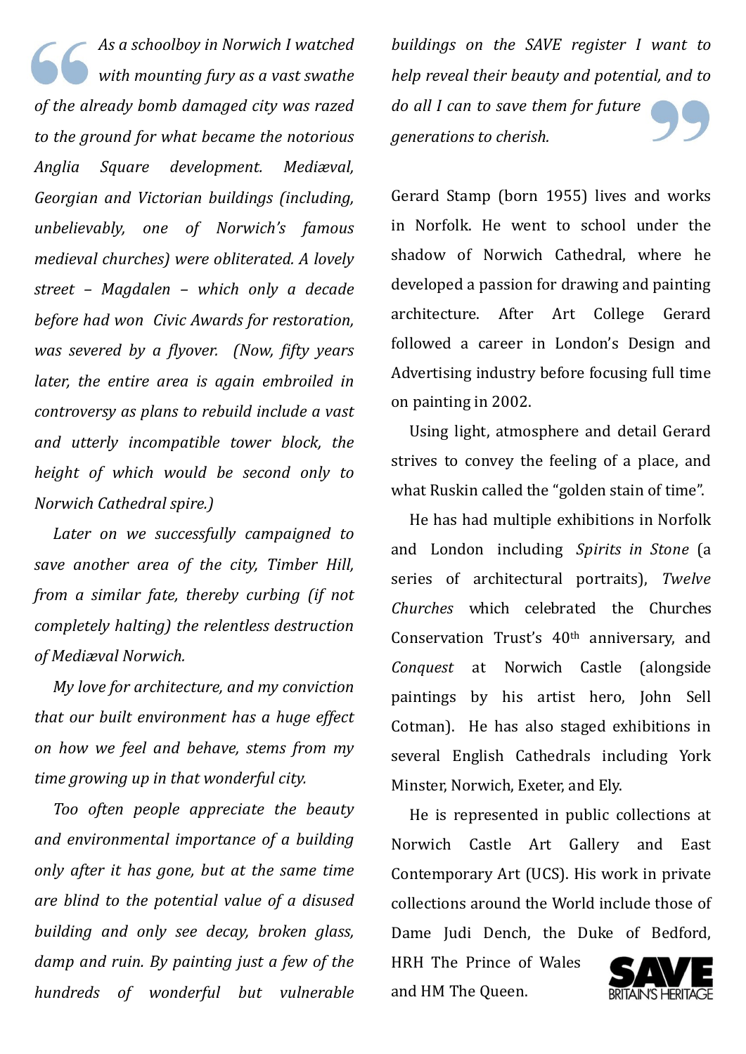*As a schoolboy in Norwich I watched with mounting fury as a vast swathe of the already bomb damaged city was razed to the ground for what became the notorious Anglia Square development. Mediæval, Georgian and Victorian buildings (including, unbelievably, one of Norwich's famous medieval churches) were obliterated. A lovely street – Magdalen – which only a decade before had won Civic Awards for restoration, was severed by a flyover. (Now, fifty years later, the entire area is again embroiled in controversy as plans to rebuild include a vast and utterly incompatible tower block, the height of which would be second only to Norwich Cathedral spire.)*

*Later on we successfully campaigned to save another area of the city, Timber Hill, from a similar fate, thereby curbing (if not completely halting) the relentless destruction of Mediæval Norwich.*

*My love for architecture, and my conviction that our built environment has a huge effect on how we feel and behave, stems from my time growing up in that wonderful city.*

*Too often people appreciate the beauty and environmental importance of a building only after it has gone, but at the same time are blind to the potential value of a disused building and only see decay, broken glass, damp and ruin. By painting just a few of the hundreds of wonderful but vulnerable buildings on the SAVE register I want to help reveal their beauty and potential, and to do all I can to save them for future generations to cherish.*

Gerard Stamp (born 1955) lives and works in Norfolk. He went to school under the shadow of Norwich Cathedral, where he developed a passion for drawing and painting architecture. After Art College Gerard followed a career in London's Design and Advertising industry before focusing full time on painting in 2002.

Using light, atmosphere and detail Gerard strives to convey the feeling of a place, and what Ruskin called the "golden stain of time".

He has had multiple exhibitions in Norfolk and London including *Spirits in Stone* (a series of architectural portraits), *Twelve Churches* which celebrated the Churches Conservation Trust's 40th anniversary, and *Conquest* at Norwich Castle (alongside paintings by his artist hero, John Sell Cotman). He has also staged exhibitions in several English Cathedrals including York Minster, Norwich, Exeter, and Ely.

He is represented in public collections at Norwich Castle Art Gallery and East Contemporary Art (UCS). His work in private collections around the World include those of Dame Judi Dench, the Duke of Bedford, HRH The Prince of Wales and HM The Queen.

SAVE BRITAIN'S HERITAGE